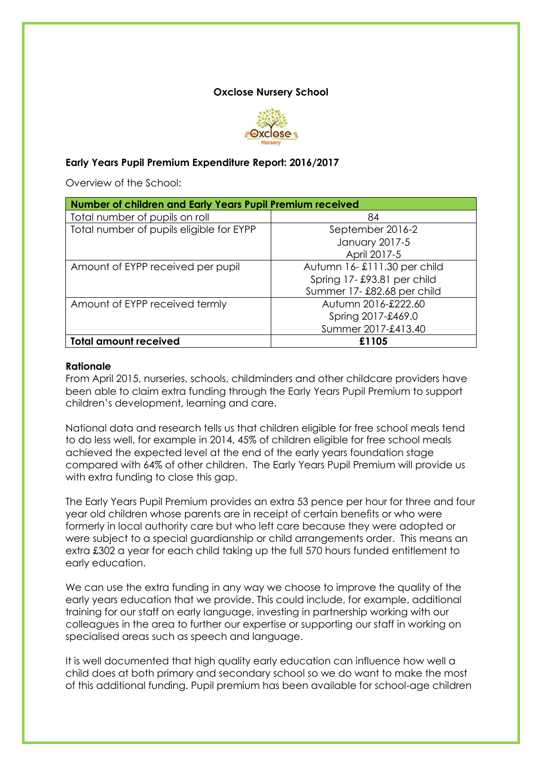# Oxclose Nursery School

## Early Years Pupil Premium Expenditure Report: 2016/2017

Overview of the School:

| Number of children and Early Years Pupil Premium received | |
|---|---|
| Total number of pupils on roll | 84 |
| Total number of pupils eligible for EYPP | September 2016-2<br>January 2017-5<br>April 2017-5 |
| Amount of EYPP received per pupil | Autumn 16- £111.30 per child<br>Spring 17- £93.81 per child<br>Summer 17- £82.68 per child |
| Amount of EYPP received termly | Autumn 2016-£222.60<br>Spring 2017-£469.0<br>Summer 2017-£413.40 |
| **Total amount received** | **£1105** |

**Rationale**

From April 2015, nurseries, schools, childminders and other childcare providers have been able to claim extra funding through the Early Years Pupil Premium to support children's development, learning and care.

National data and research tells us that children eligible for free school meals tend to do less well, for example in 2014, 45% of children eligible for free school meals achieved the expected level at the end of the early years foundation stage compared with 64% of other children. The Early Years Pupil Premium will provide us with extra funding to close this gap.

The Early Years Pupil Premium provides an extra 53 pence per hour for three and four year old children whose parents are in receipt of certain benefits or who were formerly in local authority care but who left care because they were adopted or were subject to a special guardianship or child arrangements order. This means an extra £302 a year for each child taking up the full 570 hours funded entitlement to early education.

We can use the extra funding in any way we choose to improve the quality of the early years education that we provide. This could include, for example, additional training for our staff on early language, investing in partnership working with our colleagues in the area to further our expertise or supporting our staff in working on specialised areas such as speech and language.

It is well documented that high quality early education can influence how well a child does at both primary and secondary school so we do want to make the most of this additional funding. Pupil premium has been available for school-age children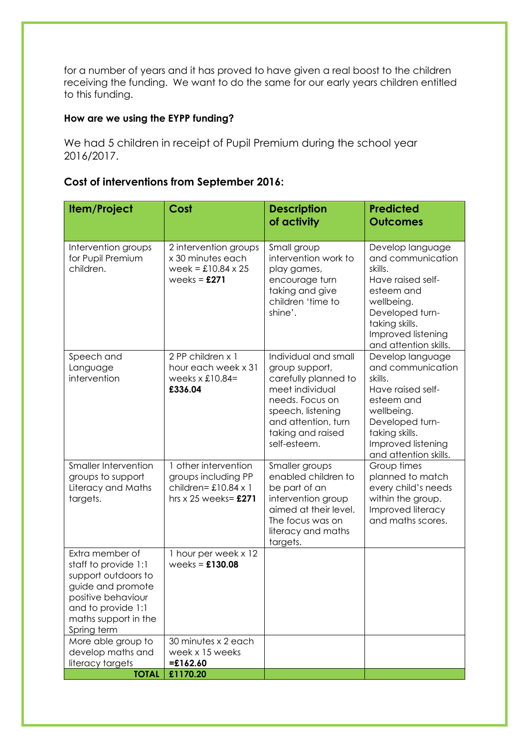for a number of years and it has proved to have given a real boost to the children receiving the funding. We want to do the same for our early years children entitled to this funding.

**How are we using the EYPP funding?**

We had 5 children in receipt of Pupil Premium during the school year 2016/2017.

**Cost of interventions from September 2016:**

| Item/Project | Cost | Description of activity | Predicted Outcomes |
|---|---|---|---|
| Intervention groups for Pupil Premium children. | 2 intervention groups x 30 minutes each week = £10.84 x 25 weeks = **£271** | Small group intervention work to play games, encourage turn taking and give children 'time to shine'. | Develop language and communication skills.<br>Have raised self-esteem and wellbeing.<br>Developed turn-taking skills.<br>Improved listening and attention skills. |
| Speech and Language intervention | 2 PP children x 1 hour each week x 31 weeks x £10.84= **£336.04** | Individual and small group support, carefully planned to meet individual needs. Focus on speech, listening and attention, turn taking and raised self-esteem. | Develop language and communication skills.<br>Have raised self-esteem and wellbeing.<br>Developed turn-taking skills.<br>Improved listening and attention skills. |
| Smaller Intervention groups to support Literacy and Maths targets. | 1 other intervention groups including PP children= £10.84 x 1 hrs x 25 weeks= **£271** | Smaller groups enabled children to be part of an intervention group aimed at their level. The focus was on literacy and maths targets. | Group times planned to match every child's needs within the group. Improved literacy and maths scores. |
| Extra member of staff to provide 1:1 support outdoors to guide and promote positive behaviour and to provide 1:1 maths support in the Spring term | 1 hour per week x 12 weeks = **£130.08** | | |
| More able group to develop maths and literacy targets | 30 minutes x 2 each week x 15 weeks **=£162.60** | | |
| **TOTAL** | **£1170.20** | | |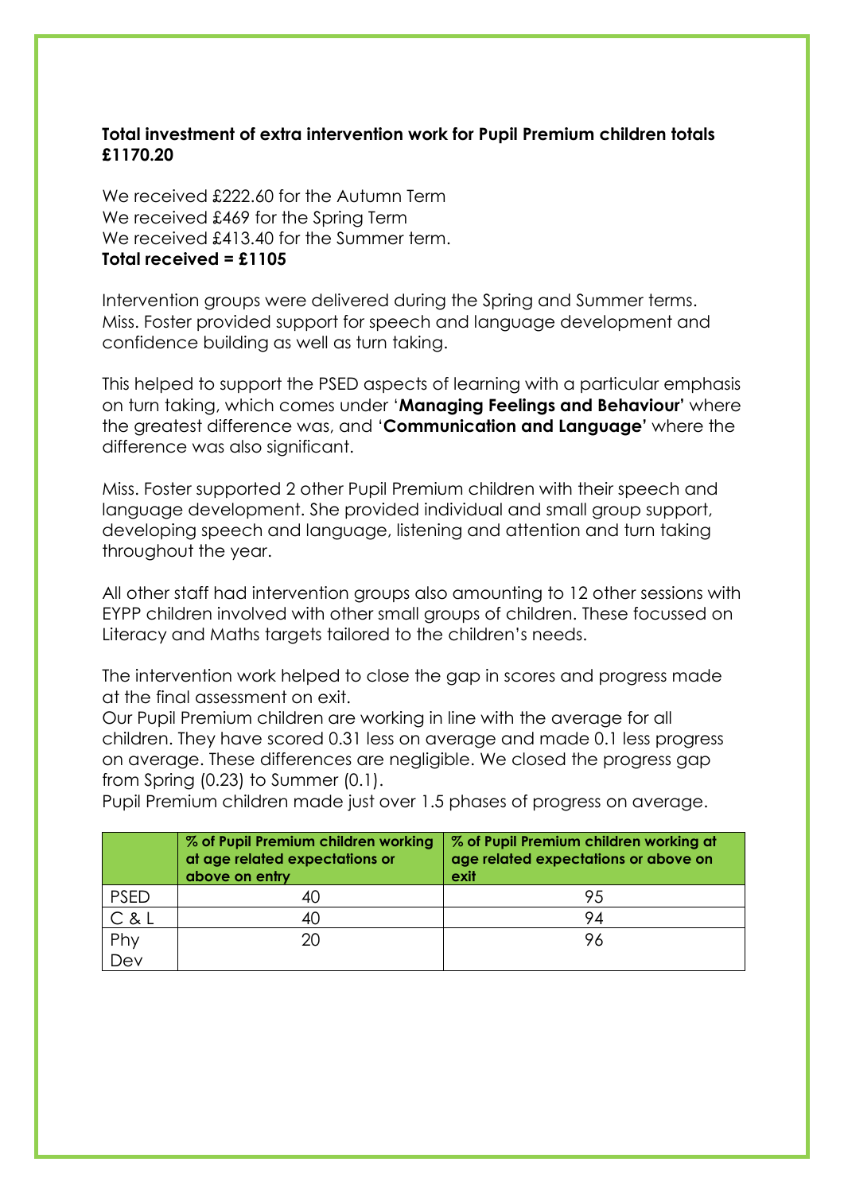**Total investment of extra intervention work for Pupil Premium children totals £1170.20**

We received £222.60 for the Autumn Term
We received £469 for the Spring Term
We received £413.40 for the Summer term.
**Total received = £1105**

Intervention groups were delivered during the Spring and Summer terms. Miss. Foster provided support for speech and language development and confidence building as well as turn taking.

This helped to support the PSED aspects of learning with a particular emphasis on turn taking, which comes under '**Managing Feelings and Behaviour**' where the greatest difference was, and '**Communication and Language**' where the difference was also significant.

Miss. Foster supported 2 other Pupil Premium children with their speech and language development. She provided individual and small group support, developing speech and language, listening and attention and turn taking throughout the year.

All other staff had intervention groups also amounting to 12 other sessions with EYPP children involved with other small groups of children. These focussed on Literacy and Maths targets tailored to the children's needs.

The intervention work helped to close the gap in scores and progress made at the final assessment on exit.
Our Pupil Premium children are working in line with the average for all children. They have scored 0.31 less on average and made 0.1 less progress on average. These differences are negligible. We closed the progress gap from Spring (0.23) to Summer (0.1).
Pupil Premium children made just over 1.5 phases of progress on average.

| | % of Pupil Premium children working at age related expectations or above on entry | % of Pupil Premium children working at age related expectations or above on exit |
|---|---|---|
| PSED | 40 | 95 |
| C & L | 40 | 94 |
| Phy Dev | 20 | 96 |